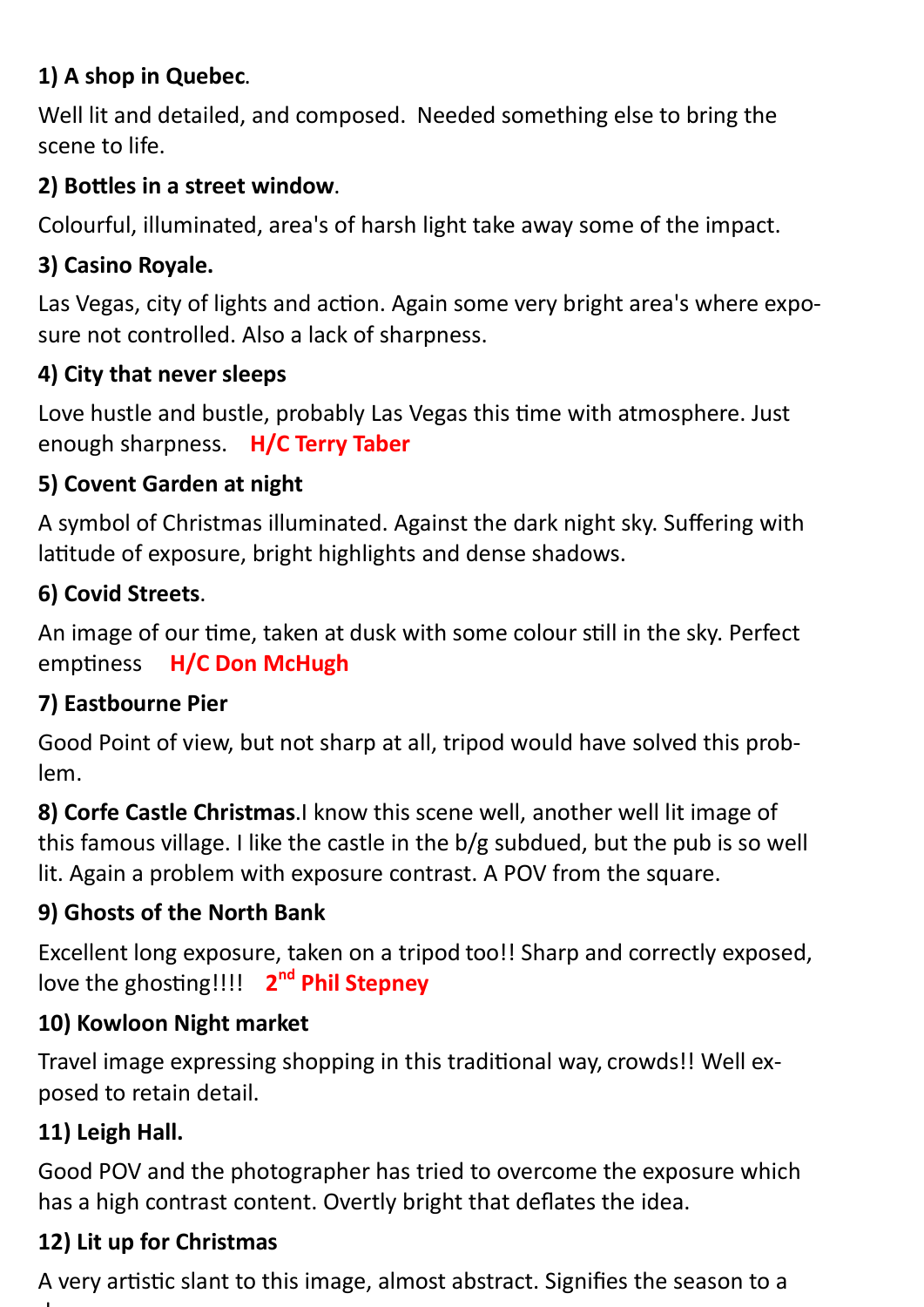**1) A shop in Quebec**.

Well lit and detailed, and composed. Needed something else to bring the scene to life.

**2) Bottles in a street window**.

Colourful, illuminated, area's of harsh light take away some of the impact.

**3) Casino Royale.**

Las Vegas, city of lights and action. Again some very bright area's where exposure not controlled. Also a lack of sharpness.

**4) City that never sleeps**

Love hustle and bustle, probably Las Vegas this time with atmosphere. Just enough sharpness. **H/C Terry Taber**

**5) Covent Garden at night**

A symbol of Christmas illuminated. Against the dark night sky. Suffering with latitude of exposure, bright highlights and dense shadows.

**6) Covid Streets**.

An image of our time, taken at dusk with some colour still in the sky. Perfect emptiness **H/C Don McHugh**

**7) Eastbourne Pier**

Good Point of view, but not sharp at all, tripod would have solved this problem.

**8) Corfe Castle Christmas**.I know this scene well, another well lit image of this famous village. I like the castle in the b/g subdued, but the pub is so well lit. Again a problem with exposure contrast. A POV from the square.

**9) Ghosts of the North Bank**

Excellent long exposure, taken on a tripod too!! Sharp and correctly exposed, love the ghosting!!!! **2nd Phil Stepney**

**10) Kowloon Night market**

Travel image expressing shopping in this traditional way, crowds!! Well exposed to retain detail.

**11) Leigh Hall.**

Good POV and the photographer has tried to overcome the exposure which has a high contrast content. Overtly bright that deflates the idea.

**12) Lit up for Christmas**

A very artistic slant to this image, almost abstract. Signifies the season to a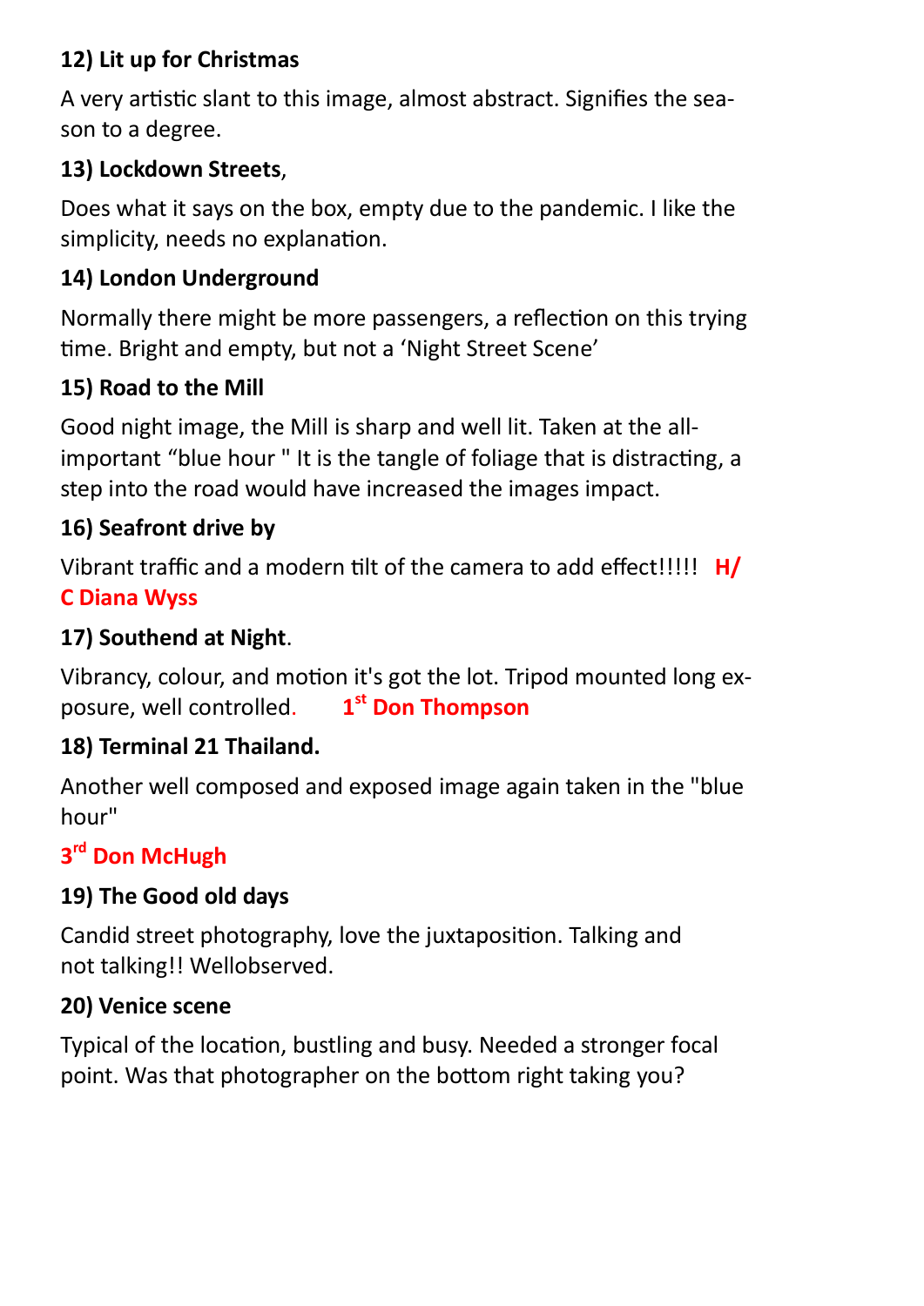**12) Lit up for Christmas**

A very artistic slant to this image, almost abstract. Signifies the season to a degree.

**13) Lockdown Streets**,

Does what it says on the box, empty due to the pandemic. I like the simplicity, needs no explanation.

**14) London Underground**

Normally there might be more passengers, a reflection on this trying time. Bright and empty, but not a 'Night Street Scene'

**15) Road to the Mill**

Good night image, the Mill is sharp and well lit. Taken at the all-important "blue hour " It is the tangle of foliage that is distracting, a step into the road would have increased the images impact.

**16) Seafront drive by**

Vibrant traffic and a modern tilt of the camera to add effect!!!!! **H/C Diana Wyss**

**17) Southend at Night**.

Vibrancy, colour, and motion it's got the lot. Tripod mounted long exposure, well controlled. **1st Don Thompson**

**18) Terminal 21 Thailand.**

Another well composed and exposed image again taken in the "blue hour"

**3rd Don McHugh**

**19) The Good old days**

Candid street photography, love the juxtaposition. Talking and not talking!! Wellobserved.

**20) Venice scene**

Typical of the location, bustling and busy. Needed a stronger focal point. Was that photographer on the bottom right taking you?